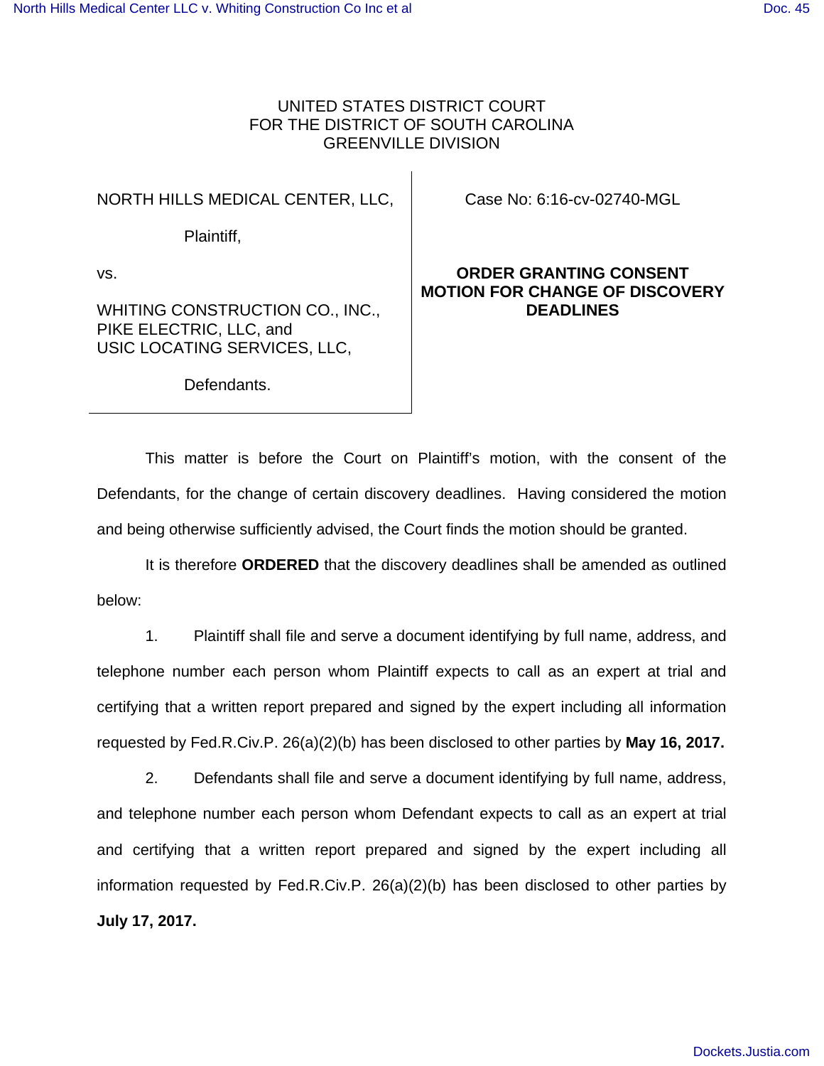UNITED STATES DISTRICT COURT
FOR THE DISTRICT OF SOUTH CAROLINA
GREENVILLE DIVISION

NORTH HILLS MEDICAL CENTER, LLC,

Plaintiff,

vs.

WHITING CONSTRUCTION CO., INC.,
PIKE ELECTRIC, LLC, and
USIC LOCATING SERVICES, LLC,

Defendants.

Case No: 6:16-cv-02740-MGL

**ORDER GRANTING CONSENT MOTION FOR CHANGE OF DISCOVERY DEADLINES**

This matter is before the Court on Plaintiff's motion, with the consent of the Defendants, for the change of certain discovery deadlines. Having considered the motion and being otherwise sufficiently advised, the Court finds the motion should be granted.

It is therefore **ORDERED** that the discovery deadlines shall be amended as outlined below:

1. Plaintiff shall file and serve a document identifying by full name, address, and telephone number each person whom Plaintiff expects to call as an expert at trial and certifying that a written report prepared and signed by the expert including all information requested by Fed.R.Civ.P. 26(a)(2)(b) has been disclosed to other parties by **May 16, 2017.**

2. Defendants shall file and serve a document identifying by full name, address, and telephone number each person whom Defendant expects to call as an expert at trial and certifying that a written report prepared and signed by the expert including all information requested by Fed.R.Civ.P. 26(a)(2)(b) has been disclosed to other parties by **July 17, 2017.**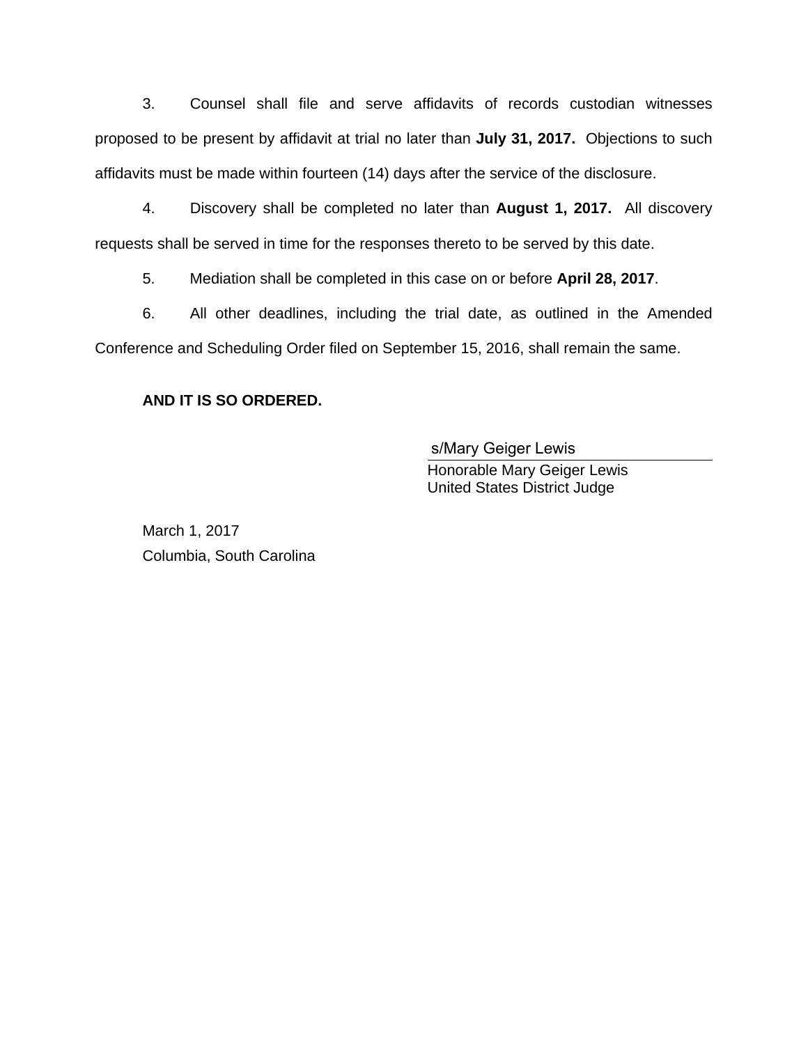3. Counsel shall file and serve affidavits of records custodian witnesses proposed to be present by affidavit at trial no later than **July 31, 2017.** Objections to such affidavits must be made within fourteen (14) days after the service of the disclosure.

4. Discovery shall be completed no later than **August 1, 2017.** All discovery requests shall be served in time for the responses thereto to be served by this date.

5. Mediation shall be completed in this case on or before **April 28, 2017**.

6. All other deadlines, including the trial date, as outlined in the Amended Conference and Scheduling Order filed on September 15, 2016, shall remain the same.

**AND IT IS SO ORDERED.**

s/Mary Geiger Lewis
Honorable Mary Geiger Lewis
United States District Judge

March 1, 2017
Columbia, South Carolina